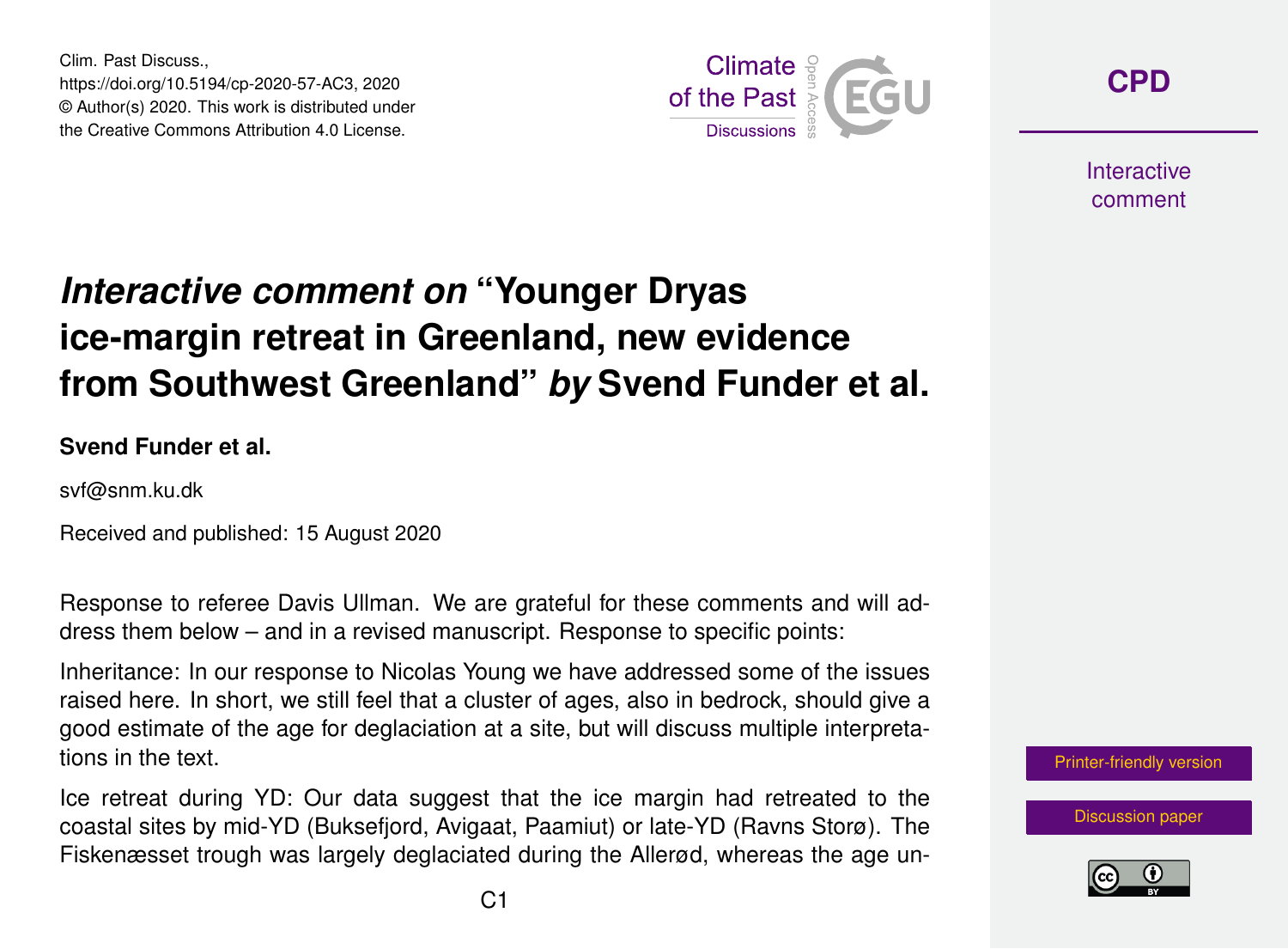# *Interactive comment on* "Younger Dryas ice-margin retreat in Greenland, new evidence from Southwest Greenland" *by* Svend Funder et al.

**Svend Funder et al.**

svf@snm.ku.dk

Received and published: 15 August 2020

Response to referee Davis Ullman. We are grateful for these comments and will address them below – and in a revised manuscript. Response to specific points:

Inheritance: In our response to Nicolas Young we have addressed some of the issues raised here. In short, we still feel that a cluster of ages, also in bedrock, should give a good estimate of the age for deglaciation at a site, but will discuss multiple interpretations in the text.

Ice retreat during YD: Our data suggest that the ice margin had retreated to the coastal sites by mid-YD (Buksefjord, Avigaat, Paamiut) or late-YD (Ravns Storø). The Fiskenæsset trough was largely deglaciated during the Allerød, whereas the age un-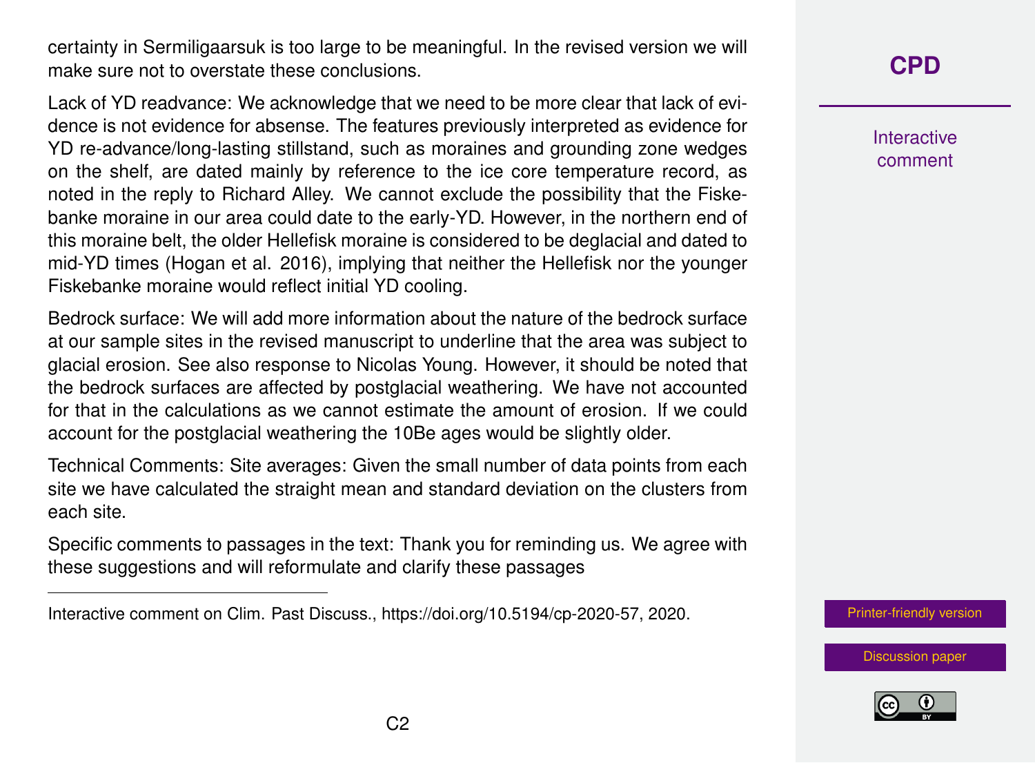certainty in Sermiligaarsuk is too large to be meaningful. In the revised version we will make sure not to overstate these conclusions.

Lack of YD readvance: We acknowledge that we need to be more clear that lack of evidence is not evidence for absense. The features previously interpreted as evidence for YD re-advance/long-lasting stillstand, such as moraines and grounding zone wedges on the shelf, are dated mainly by reference to the ice core temperature record, as noted in the reply to Richard Alley. We cannot exclude the possibility that the Fiskebanke moraine in our area could date to the early-YD. However, in the northern end of this moraine belt, the older Hellefisk moraine is considered to be deglacial and dated to mid-YD times (Hogan et al. 2016), implying that neither the Hellefisk nor the younger Fiskebanke moraine would reflect initial YD cooling.

Bedrock surface: We will add more information about the nature of the bedrock surface at our sample sites in the revised manuscript to underline that the area was subject to glacial erosion. See also response to Nicolas Young. However, it should be noted that the bedrock surfaces are affected by postglacial weathering. We have not accounted for that in the calculations as we cannot estimate the amount of erosion. If we could account for the postglacial weathering the 10Be ages would be slightly older.

Technical Comments: Site averages: Given the small number of data points from each site we have calculated the straight mean and standard deviation on the clusters from each site.

Specific comments to passages in the text: Thank you for reminding us. We agree with these suggestions and will reformulate and clarify these passages

---

Interactive comment on Clim. Past Discuss., https://doi.org/10.5194/cp-2020-57, 2020.